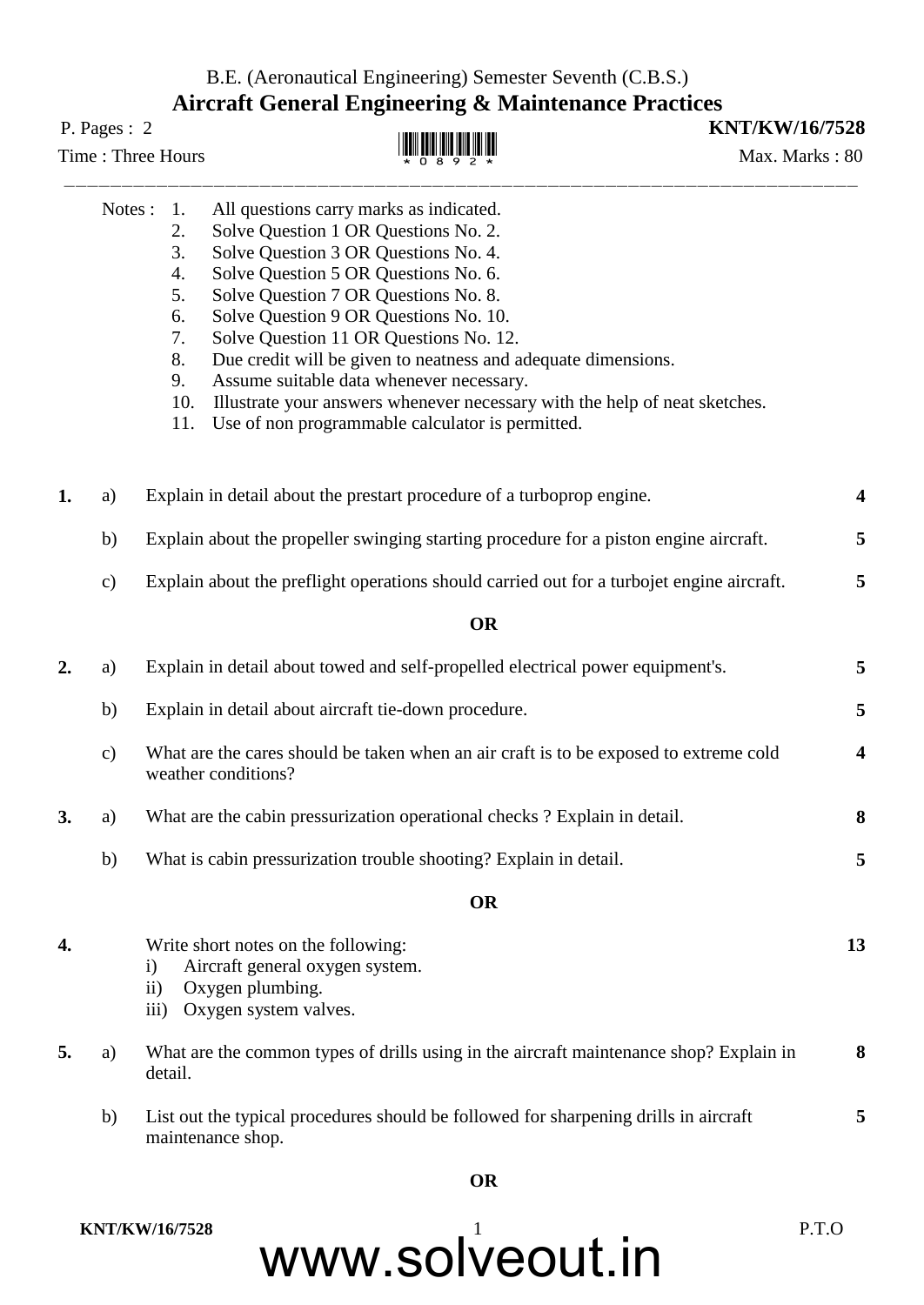B.E. (Aeronautical Engineering) Semester Seventh (C.B.S.)

# Aircraft General Engineering & Maintenance Practices

P. Pages : 2 **KNT/KW/16/7528**

Time : Three Hours Max. Marks : 80

---

Notes :
1. All questions carry marks as indicated.
2. Solve Question 1 OR Questions No. 2.
3. Solve Question 3 OR Questions No. 4.
4. Solve Question 5 OR Questions No. 6.
5. Solve Question 7 OR Questions No. 8.
6. Solve Question 9 OR Questions No. 10.
7. Solve Question 11 OR Questions No. 12.
8. Due credit will be given to neatness and adequate dimensions.
9. Assume suitable data whenever necessary.
10. Illustrate your answers whenever necessary with the help of neat sketches.
11. Use of non programmable calculator is permitted.

**1.** a) Explain in detail about the prestart procedure of a turboprop engine. **4**

b) Explain about the propeller swinging starting procedure for a piston engine aircraft. **5**

c) Explain about the preflight operations should carried out for a turbojet engine aircraft. **5**

**OR**

**2.** a) Explain in detail about towed and self-propelled electrical power equipment's. **5**

b) Explain in detail about aircraft tie-down procedure. **5**

c) What are the cares should be taken when an air craft is to be exposed to extreme cold weather conditions? **4**

**3.** a) What are the cabin pressurization operational checks ? Explain in detail. **8**

b) What is cabin pressurization trouble shooting? Explain in detail. **5**

**OR**

**4.** Write short notes on the following: **13**
- i) Aircraft general oxygen system.
- ii) Oxygen plumbing.
- iii) Oxygen system valves.

**5.** a) What are the common types of drills using in the aircraft maintenance shop? Explain in detail. **8**

b) List out the typical procedures should be followed for sharpening drills in aircraft maintenance shop. **5**

**OR**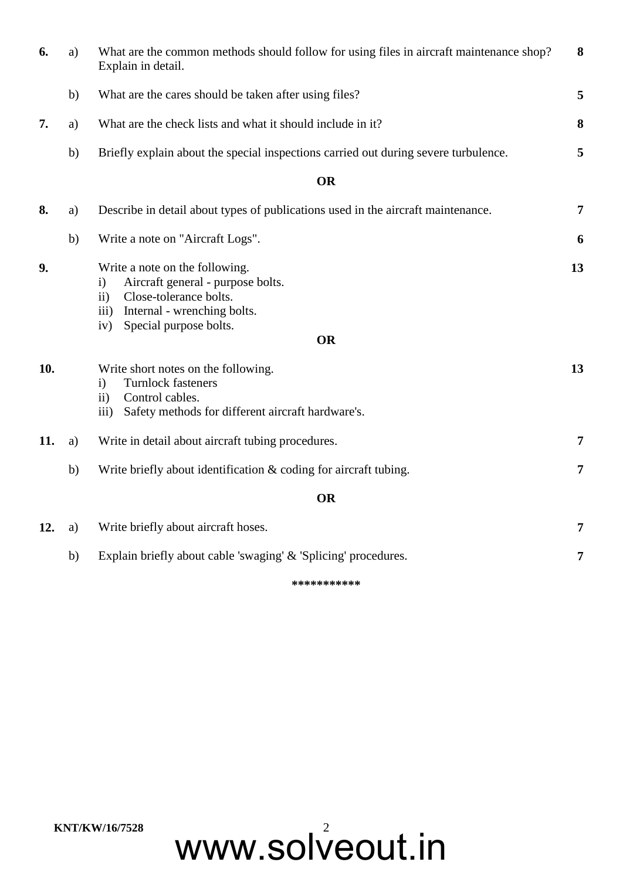| | | | |
|---|---|---|---|
| **6.** | a) | What are the common methods should follow for using files in aircraft maintenance shop? Explain in detail. | **8** |
| | b) | What are the cares should be taken after using files? | **5** |
| **7.** | a) | What are the check lists and what it should include in it? | **8** |
| | b) | Briefly explain about the special inspections carried out during severe turbulence. | **5** |

**OR**

| | | | |
|---|---|---|---|
| **8.** | a) | Describe in detail about types of publications used in the aircraft maintenance. | **7** |
| | b) | Write a note on "Aircraft Logs". | **6** |

**9.** Write a note on the following. **13**

- i) Aircraft general - purpose bolts.
- ii) Close-tolerance bolts.
- iii) Internal - wrenching bolts.
- iv) Special purpose bolts.

**OR**

**10.** Write short notes on the following. **13**

- i) Turnlock fasteners
- ii) Control cables.
- iii) Safety methods for different aircraft hardware's.

| | | | |
|---|---|---|---|
| **11.** | a) | Write in detail about aircraft tubing procedures. | **7** |
| | b) | Write briefly about identification & coding for aircraft tubing. | **7** |

**OR**

| | | | |
|---|---|---|---|
| **12.** | a) | Write briefly about aircraft hoses. | **7** |
| | b) | Explain briefly about cable 'swaging' & 'Splicing' procedures. | **7** |

***********